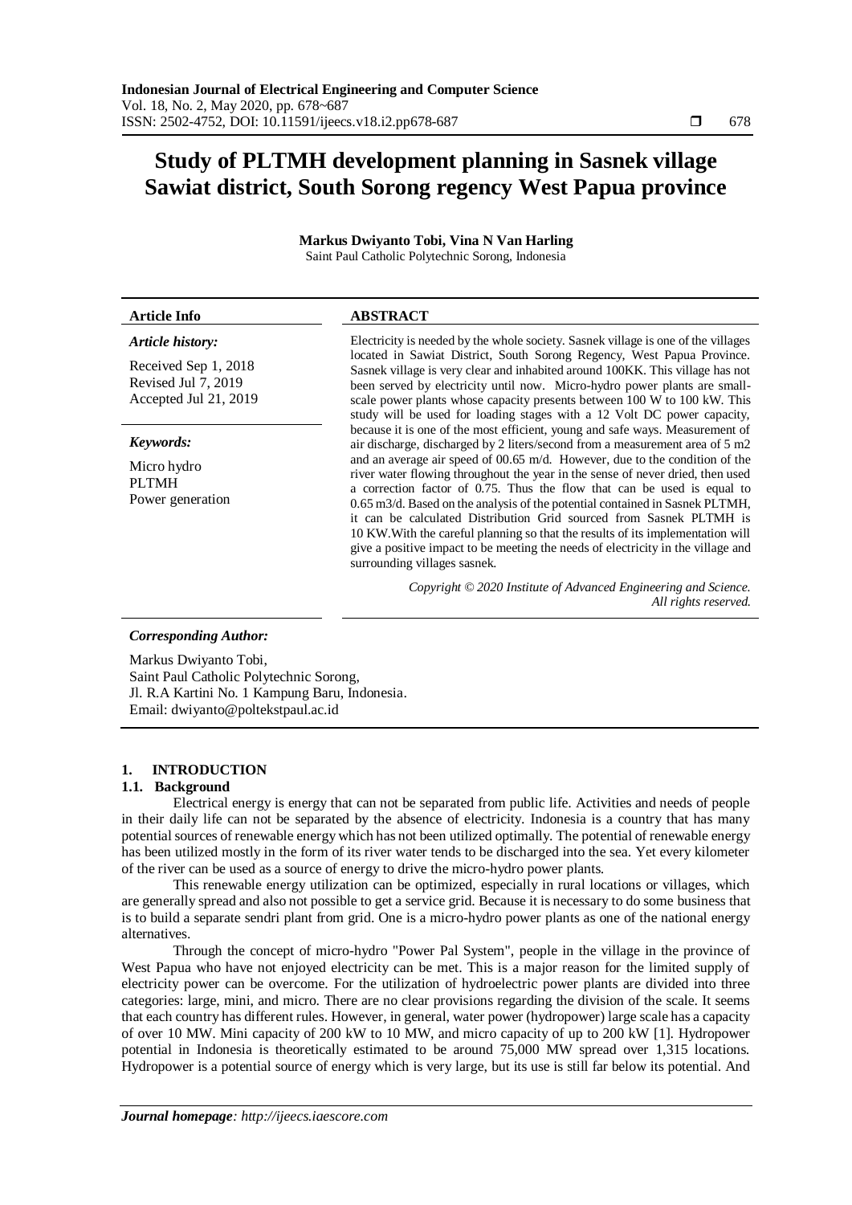# Study of PLTMH development planning in Sasnek village Sawiat district, South Sorong regency West Papua province

**Markus Dwiyanto Tobi, Vina N Van Harling**
Saint Paul Catholic Polytechnic Sorong, Indonesia

**Article Info**

*Article history:*

Received Sep 1, 2018
Revised Jul 7, 2019
Accepted Jul 21, 2019

*Keywords:*

Micro hydro
PLTMH
Power generation

**ABSTRACT**

Electricity is needed by the whole society. Sasnek village is one of the villages located in Sawiat District, South Sorong Regency, West Papua Province. Sasnek village is very clear and inhabited around 100KK. This village has not been served by electricity until now. Micro-hydro power plants are small-scale power plants whose capacity presents between 100 W to 100 kW. This study will be used for loading stages with a 12 Volt DC power capacity, because it is one of the most efficient, young and safe ways. Measurement of air discharge, discharged by 2 liters/second from a measurement area of 5 m2 and an average air speed of 00.65 m/d. However, due to the condition of the river water flowing throughout the year in the sense of never dried, then used a correction factor of 0.75. Thus the flow that can be used is equal to 0.65 m3/d. Based on the analysis of the potential contained in Sasnek PLTMH, it can be calculated Distribution Grid sourced from Sasnek PLTMH is 10 KW.With the careful planning so that the results of its implementation will give a positive impact to be meeting the needs of electricity in the village and surrounding villages sasnek.

*Copyright © 2020 Institute of Advanced Engineering and Science. All rights reserved.*

***Corresponding Author:***

Markus Dwiyanto Tobi,
Saint Paul Catholic Polytechnic Sorong,
Jl. R.A Kartini No. 1 Kampung Baru, Indonesia.
Email: dwiyanto@poltekstpaul.ac.id

## 1. INTRODUCTION

### 1.1. Background

Electrical energy is energy that can not be separated from public life. Activities and needs of people in their daily life can not be separated by the absence of electricity. Indonesia is a country that has many potential sources of renewable energy which has not been utilized optimally. The potential of renewable energy has been utilized mostly in the form of its river water tends to be discharged into the sea. Yet every kilometer of the river can be used as a source of energy to drive the micro-hydro power plants.

This renewable energy utilization can be optimized, especially in rural locations or villages, which are generally spread and also not possible to get a service grid. Because it is necessary to do some business that is to build a separate sendri plant from grid. One is a micro-hydro power plants as one of the national energy alternatives.

Through the concept of micro-hydro "Power Pal System", people in the village in the province of West Papua who have not enjoyed electricity can be met. This is a major reason for the limited supply of electricity power can be overcome. For the utilization of hydroelectric power plants are divided into three categories: large, mini, and micro. There are no clear provisions regarding the division of the scale. It seems that each country has different rules. However, in general, water power (hydropower) large scale has a capacity of over 10 MW. Mini capacity of 200 kW to 10 MW, and micro capacity of up to 200 kW [1]. Hydropower potential in Indonesia is theoretically estimated to be around 75,000 MW spread over 1,315 locations. Hydropower is a potential source of energy which is very large, but its use is still far below its potential. And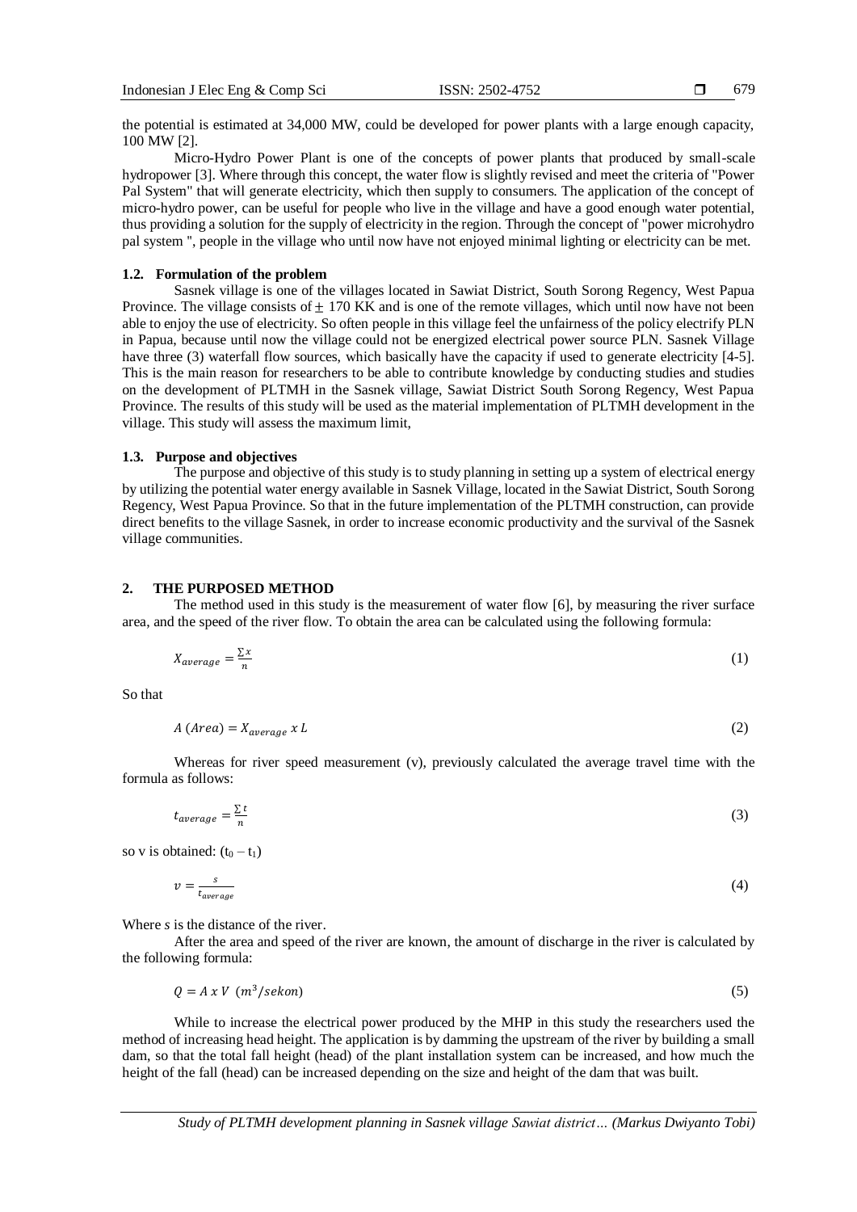the potential is estimated at 34,000 MW, could be developed for power plants with a large enough capacity, 100 MW [2].

Micro-Hydro Power Plant is one of the concepts of power plants that produced by small-scale hydropower [3]. Where through this concept, the water flow is slightly revised and meet the criteria of "Power Pal System" that will generate electricity, which then supply to consumers. The application of the concept of micro-hydro power, can be useful for people who live in the village and have a good enough water potential, thus providing a solution for the supply of electricity in the region. Through the concept of "power microhydro pal system ", people in the village who until now have not enjoyed minimal lighting or electricity can be met.

### 1.2. Formulation of the problem

Sasnek village is one of the villages located in Sawiat District, South Sorong Regency, West Papua Province. The village consists of ± 170 KK and is one of the remote villages, which until now have not been able to enjoy the use of electricity. So often people in this village feel the unfairness of the policy electrify PLN in Papua, because until now the village could not be energized electrical power source PLN. Sasnek Village have three (3) waterfall flow sources, which basically have the capacity if used to generate electricity [4-5]. This is the main reason for researchers to be able to contribute knowledge by conducting studies and studies on the development of PLTMH in the Sasnek village, Sawiat District South Sorong Regency, West Papua Province. The results of this study will be used as the material implementation of PLTMH development in the village. This study will assess the maximum limit,

### 1.3. Purpose and objectives

The purpose and objective of this study is to study planning in setting up a system of electrical energy by utilizing the potential water energy available in Sasnek Village, located in the Sawiat District, South Sorong Regency, West Papua Province. So that in the future implementation of the PLTMH construction, can provide direct benefits to the village Sasnek, in order to increase economic productivity and the survival of the Sasnek village communities.

## 2. THE PURPOSED METHOD

The method used in this study is the measurement of water flow [6], by measuring the river surface area, and the speed of the river flow. To obtain the area can be calculated using the following formula:

$$X_{average} = \frac{\sum x}{n} \tag{1}$$

So that

$$A\ (Area) = X_{average}\ x\ L \tag{2}$$

Whereas for river speed measurement (v), previously calculated the average travel time with the formula as follows:

$$t_{average} = \frac{\sum t}{n} \tag{3}$$

so v is obtained: ($t_0 - t_1$)

$$v = \frac{s}{t_{average}} \tag{4}$$

Where *s* is the distance of the river.

After the area and speed of the river are known, the amount of discharge in the river is calculated by the following formula:

$$Q = A\ x\ V\ \ (m^3/sekon) \tag{5}$$

While to increase the electrical power produced by the MHP in this study the researchers used the method of increasing head height. The application is by damming the upstream of the river by building a small dam, so that the total fall height (head) of the plant installation system can be increased, and how much the height of the fall (head) can be increased depending on the size and height of the dam that was built.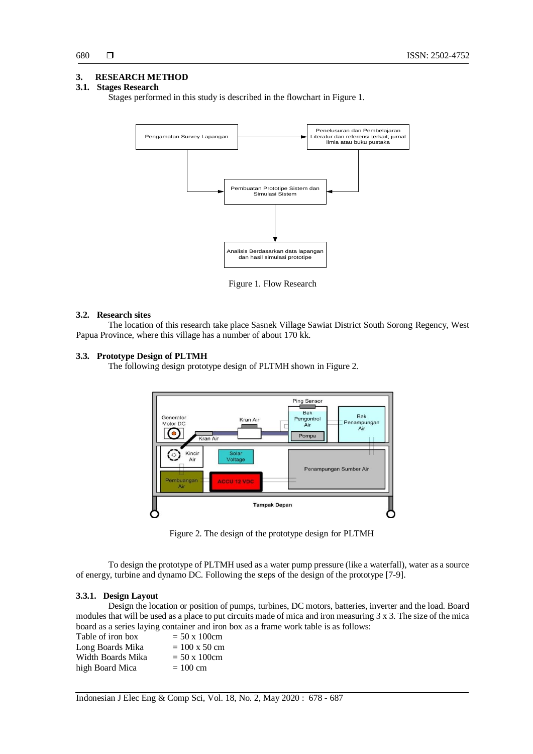## 3. RESEARCH METHOD

### 3.1. Stages Research

Stages performed in this study is described in the flowchart in Figure 1.

Figure 1. Flow Research

### 3.2. Research sites

The location of this research take place Sasnek Village Sawiat District South Sorong Regency, West Papua Province, where this village has a number of about 170 kk.

### 3.3. Prototype Design of PLTMH

The following design prototype design of PLTMH shown in Figure 2.

Figure 2. The design of the prototype design for PLTMH

To design the prototype of PLTMH used as a water pump pressure (like a waterfall), water as a source of energy, turbine and dynamo DC. Following the steps of the design of the prototype [7-9].

#### 3.3.1. Design Layout

Design the location or position of pumps, turbines, DC motors, batteries, inverter and the load. Board modules that will be used as a place to put circuits made of mica and iron measuring 3 x 3. The size of the mica board as a series laying container and iron box as a frame work table is as follows:

Table of iron box = 50 x 100cm
Long Boards Mika = 100 x 50 cm
Width Boards Mika = 50 x 100cm
high Board Mica = 100 cm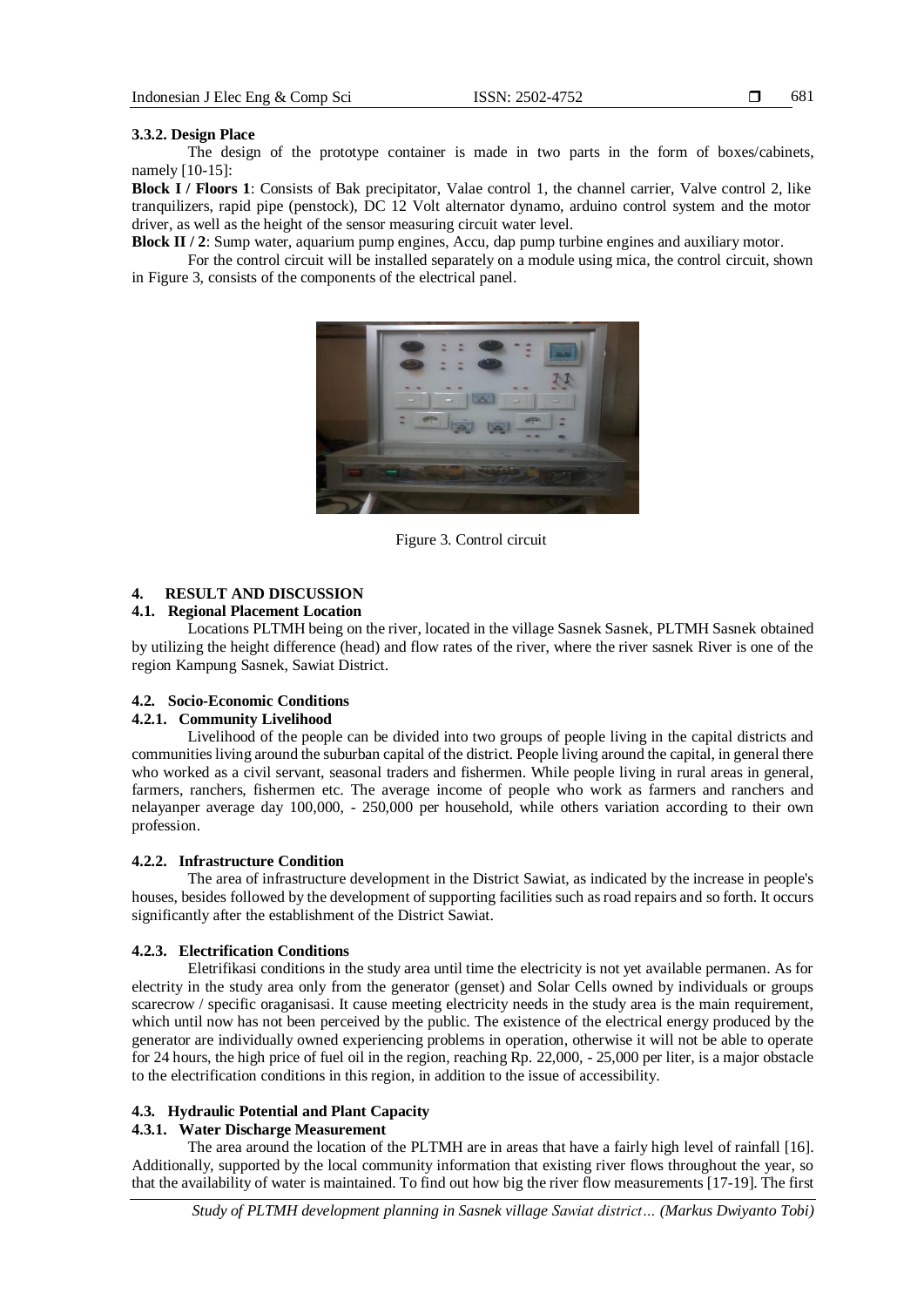#### 3.3.2. Design Place

The design of the prototype container is made in two parts in the form of boxes/cabinets, namely [10-15]:

**Block I / Floors 1**: Consists of Bak precipitator, Valae control 1, the channel carrier, Valve control 2, like tranquilizers, rapid pipe (penstock), DC 12 Volt alternator dynamo, arduino control system and the motor driver, as well as the height of the sensor measuring circuit water level.

**Block II / 2**: Sump water, aquarium pump engines, Accu, dap pump turbine engines and auxiliary motor.

For the control circuit will be installed separately on a module using mica, the control circuit, shown in Figure 3, consists of the components of the electrical panel.

Figure 3. Control circuit

## 4. RESULT AND DISCUSSION

### 4.1. Regional Placement Location

Locations PLTMH being on the river, located in the village Sasnek Sasnek, PLTMH Sasnek obtained by utilizing the height difference (head) and flow rates of the river, where the river sasnek River is one of the region Kampung Sasnek, Sawiat District.

### 4.2. Socio-Economic Conditions

#### 4.2.1. Community Livelihood

Livelihood of the people can be divided into two groups of people living in the capital districts and communities living around the suburban capital of the district. People living around the capital, in general there who worked as a civil servant, seasonal traders and fishermen. While people living in rural areas in general, farmers, ranchers, fishermen etc. The average income of people who work as farmers and ranchers and nelayanper average day 100,000, - 250,000 per household, while others variation according to their own profession.

#### 4.2.2. Infrastructure Condition

The area of infrastructure development in the District Sawiat, as indicated by the increase in people's houses, besides followed by the development of supporting facilities such as road repairs and so forth. It occurs significantly after the establishment of the District Sawiat.

#### 4.2.3. Electrification Conditions

Eletrifikasi conditions in the study area until time the electricity is not yet available permanen. As for electrity in the study area only from the generator (genset) and Solar Cells owned by individuals or groups scarecrow / specific oraganisasi. It cause meeting electricity needs in the study area is the main requirement, which until now has not been perceived by the public. The existence of the electrical energy produced by the generator are individually owned experiencing problems in operation, otherwise it will not be able to operate for 24 hours, the high price of fuel oil in the region, reaching Rp. 22,000, - 25,000 per liter, is a major obstacle to the electrification conditions in this region, in addition to the issue of accessibility.

### 4.3. Hydraulic Potential and Plant Capacity

#### 4.3.1. Water Discharge Measurement

The area around the location of the PLTMH are in areas that have a fairly high level of rainfall [16]. Additionally, supported by the local community information that existing river flows throughout the year, so that the availability of water is maintained. To find out how big the river flow measurements [17-19]. The first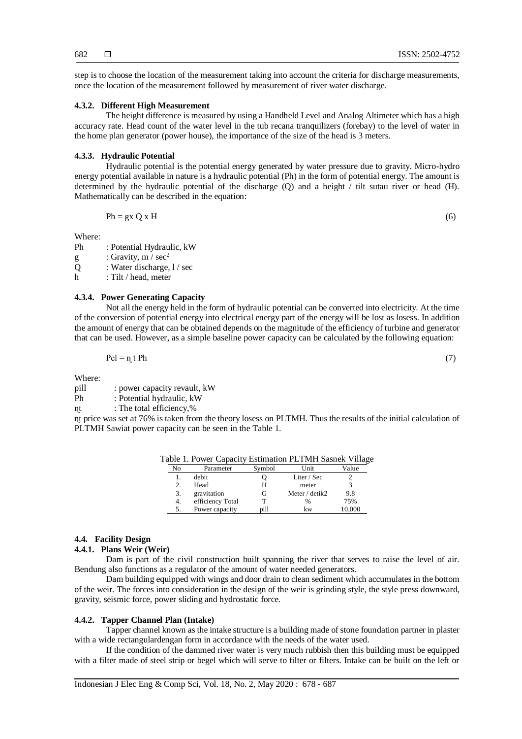step is to choose the location of the measurement taking into account the criteria for discharge measurements, once the location of the measurement followed by measurement of river water discharge.

#### 4.3.2. Different High Measurement

The height difference is measured by using a Handheld Level and Analog Altimeter which has a high accuracy rate. Head count of the water level in the tub recana tranquilizers (forebay) to the level of water in the home plan generator (power house), the importance of the size of the head is 3 meters.

#### 4.3.3. Hydraulic Potential

Hydraulic potential is the potential energy generated by water pressure due to gravity. Micro-hydro energy potential available in nature is a hydraulic potential (Ph) in the form of potential energy. The amount is determined by the hydraulic potential of the discharge (Q) and a height / tilt sutau river or head (H). Mathematically can be described in the equation:

$$Ph = gx\ Q\ x\ H \tag{6}$$

Where:

Ph : Potential Hydraulic, kW
g : Gravity, m / sec$^2$
Q : Water discharge, l / sec
h : Tilt / head, meter

#### 4.3.4. Power Generating Capacity

Not all the energy held in the form of hydraulic potential can be converted into electricity. At the time of the conversion of potential energy into electrical energy part of the energy will be lost as losess. In addition the amount of energy that can be obtained depends on the magnitude of the efficiency of turbine and generator that can be used. However, as a simple baseline power capacity can be calculated by the following equation:

$$Pel = \eta t\ Ph \tag{7}$$

Where:

pill : power capacity revault, kW
Ph : Potential hydraulic, kW
ηt : The total efficiency,%

ηt price was set at 76% is taken from the theory losess on PLTMH. Thus the results of the initial calculation of PLTMH Sawiat power capacity can be seen in the Table 1.

Table 1. Power Capacity Estimation PLTMH Sasnek Village

| No | Parameter | Symbol | Unit | Value |
|---|---|---|---|---|
| 1. | debit | Q | Liter / Sec | 2 |
| 2. | Head | H | meter | 3 |
| 3. | gravitation | G | Meter / detik2 | 9.8 |
| 4. | efficiency Total | T | % | 75% |
| 5. | Power capacity | pill | kw | 10,000 |

### 4.4. Facility Design

#### 4.4.1. Plans Weir (Weir)

Dam is part of the civil construction built spanning the river that serves to raise the level of air. Bendung also functions as a regulator of the amount of water needed generators.

Dam building equipped with wings and door drain to clean sediment which accumulates in the bottom of the weir. The forces into consideration in the design of the weir is grinding style, the style press downward, gravity, seismic force, power sliding and hydrostatic force.

#### 4.4.2. Tapper Channel Plan (Intake)

Tapper channel known as the intake structure is a building made of stone foundation partner in plaster with a wide rectangulardengan form in accordance with the needs of the water used.

If the condition of the dammed river water is very much rubbish then this building must be equipped with a filter made of steel strip or begel which will serve to filter or filters. Intake can be built on the left or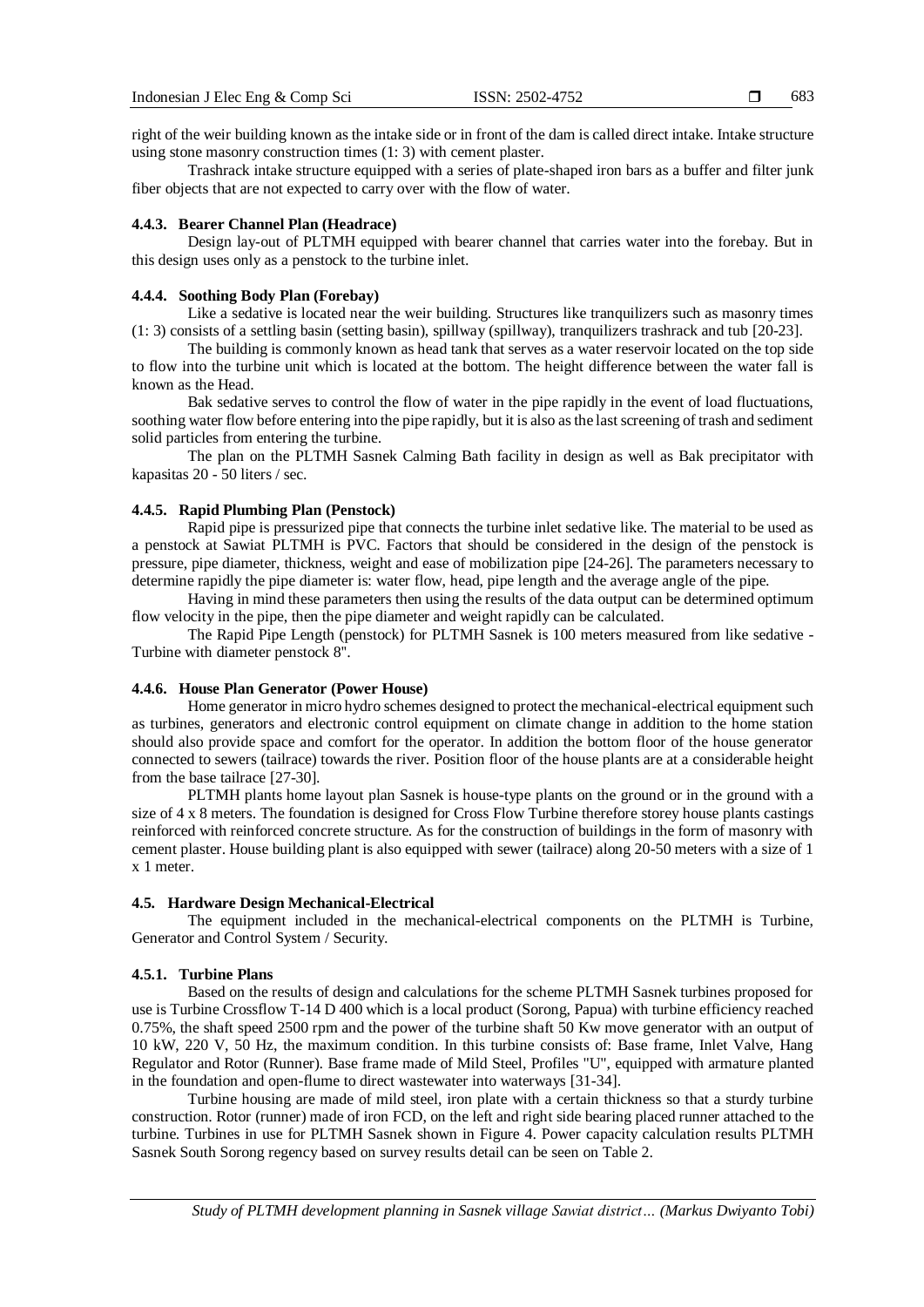right of the weir building known as the intake side or in front of the dam is called direct intake. Intake structure using stone masonry construction times (1: 3) with cement plaster.

Trashrack intake structure equipped with a series of plate-shaped iron bars as a buffer and filter junk fiber objects that are not expected to carry over with the flow of water.

#### 4.4.3. Bearer Channel Plan (Headrace)

Design lay-out of PLTMH equipped with bearer channel that carries water into the forebay. But in this design uses only as a penstock to the turbine inlet.

#### 4.4.4. Soothing Body Plan (Forebay)

Like a sedative is located near the weir building. Structures like tranquilizers such as masonry times (1: 3) consists of a settling basin (setting basin), spillway (spillway), tranquilizers trashrack and tub [20-23].

The building is commonly known as head tank that serves as a water reservoir located on the top side to flow into the turbine unit which is located at the bottom. The height difference between the water fall is known as the Head.

Bak sedative serves to control the flow of water in the pipe rapidly in the event of load fluctuations, soothing water flow before entering into the pipe rapidly, but it is also as the last screening of trash and sediment solid particles from entering the turbine.

The plan on the PLTMH Sasnek Calming Bath facility in design as well as Bak precipitator with kapasitas 20 - 50 liters / sec.

#### 4.4.5. Rapid Plumbing Plan (Penstock)

Rapid pipe is pressurized pipe that connects the turbine inlet sedative like. The material to be used as a penstock at Sawiat PLTMH is PVC. Factors that should be considered in the design of the penstock is pressure, pipe diameter, thickness, weight and ease of mobilization pipe [24-26]. The parameters necessary to determine rapidly the pipe diameter is: water flow, head, pipe length and the average angle of the pipe.

Having in mind these parameters then using the results of the data output can be determined optimum flow velocity in the pipe, then the pipe diameter and weight rapidly can be calculated.

The Rapid Pipe Length (penstock) for PLTMH Sasnek is 100 meters measured from like sedative - Turbine with diameter penstock 8".

#### 4.4.6. House Plan Generator (Power House)

Home generator in micro hydro schemes designed to protect the mechanical-electrical equipment such as turbines, generators and electronic control equipment on climate change in addition to the home station should also provide space and comfort for the operator. In addition the bottom floor of the house generator connected to sewers (tailrace) towards the river. Position floor of the house plants are at a considerable height from the base tailrace [27-30].

PLTMH plants home layout plan Sasnek is house-type plants on the ground or in the ground with a size of 4 x 8 meters. The foundation is designed for Cross Flow Turbine therefore storey house plants castings reinforced with reinforced concrete structure. As for the construction of buildings in the form of masonry with cement plaster. House building plant is also equipped with sewer (tailrace) along 20-50 meters with a size of 1 x 1 meter.

### 4.5. Hardware Design Mechanical-Electrical

The equipment included in the mechanical-electrical components on the PLTMH is Turbine, Generator and Control System / Security.

#### 4.5.1. Turbine Plans

Based on the results of design and calculations for the scheme PLTMH Sasnek turbines proposed for use is Turbine Crossflow T-14 D 400 which is a local product (Sorong, Papua) with turbine efficiency reached 0.75%, the shaft speed 2500 rpm and the power of the turbine shaft 50 Kw move generator with an output of 10 kW, 220 V, 50 Hz, the maximum condition. In this turbine consists of: Base frame, Inlet Valve, Hang Regulator and Rotor (Runner). Base frame made of Mild Steel, Profiles "U", equipped with armature planted in the foundation and open-flume to direct wastewater into waterways [31-34].

Turbine housing are made of mild steel, iron plate with a certain thickness so that a sturdy turbine construction. Rotor (runner) made of iron FCD, on the left and right side bearing placed runner attached to the turbine. Turbines in use for PLTMH Sasnek shown in Figure 4. Power capacity calculation results PLTMH Sasnek South Sorong regency based on survey results detail can be seen on Table 2.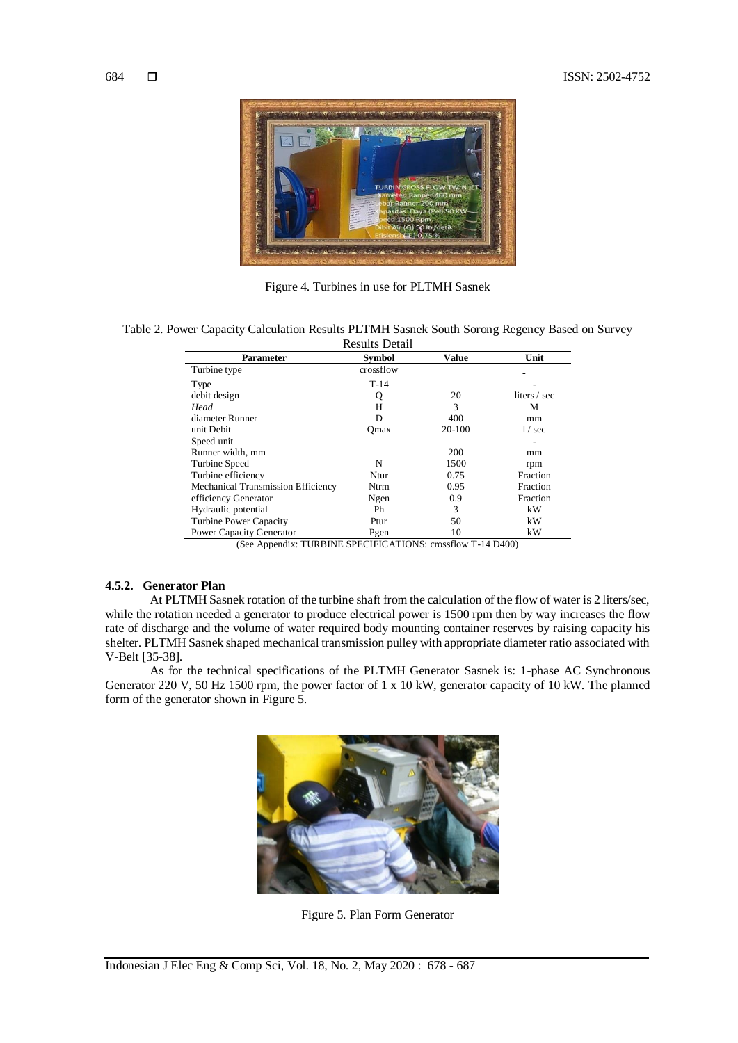Figure 4. Turbines in use for PLTMH Sasnek

Table 2. Power Capacity Calculation Results PLTMH Sasnek South Sorong Regency Based on Survey Results Detail

| Parameter | Symbol | Value | Unit |
|---|---|---|---|
| Turbine type | crossflow | | - |
| Type | T-14 | | - |
| debit design | Q | 20 | liters / sec |
| *Head* | H | 3 | M |
| diameter Runner | D | 400 | mm |
| unit Debit | Qmax | 20-100 | l / sec |
| Speed unit | | | - |
| Runner width, mm | | 200 | mm |
| Turbine Speed | N | 1500 | rpm |
| Turbine efficiency | Ntur | 0.75 | Fraction |
| Mechanical Transmission Efficiency | Ntrm | 0.95 | Fraction |
| efficiency Generator | Ngen | 0.9 | Fraction |
| Hydraulic potential | Ph | 3 | kW |
| Turbine Power Capacity | Ptur | 50 | kW |
| Power Capacity Generator | Pgen | 10 | kW |

(See Appendix: TURBINE SPECIFICATIONS: crossflow T-14 D400)

### 4.5.2. Generator Plan

At PLTMH Sasnek rotation of the turbine shaft from the calculation of the flow of water is 2 liters/sec, while the rotation needed a generator to produce electrical power is 1500 rpm then by way increases the flow rate of discharge and the volume of water required body mounting container reserves by raising capacity his shelter. PLTMH Sasnek shaped mechanical transmission pulley with appropriate diameter ratio associated with V-Belt [35-38].

As for the technical specifications of the PLTMH Generator Sasnek is: 1-phase AC Synchronous Generator 220 V, 50 Hz 1500 rpm, the power factor of 1 x 10 kW, generator capacity of 10 kW. The planned form of the generator shown in Figure 5.

Figure 5. Plan Form Generator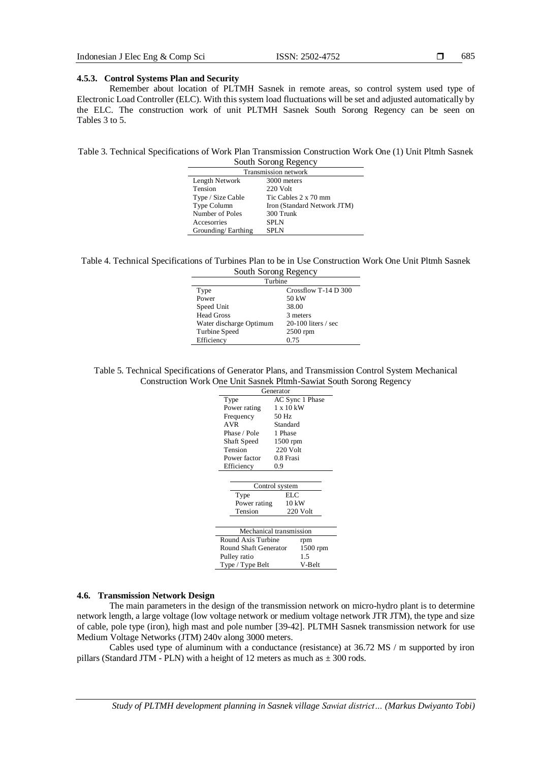#### 4.5.3. Control Systems Plan and Security

Remember about location of PLTMH Sasnek in remote areas, so control system used type of Electronic Load Controller (ELC). With this system load fluctuations will be set and adjusted automatically by the ELC. The construction work of unit PLTMH Sasnek South Sorong Regency can be seen on Tables 3 to 5.

Table 3. Technical Specifications of Work Plan Transmission Construction Work One (1) Unit Pltmh Sasnek South Sorong Regency

| Transmission network | |
|---|---|
| Length Network | 3000 meters |
| Tension | 220 Volt |
| Type / Size Cable | Tic Cables 2 x 70 mm |
| Type Column | Iron (Standard Network JTM) |
| Number of Poles | 300 Trunk |
| Accesorries | SPLN |
| Grounding/ Earthing | SPLN |

Table 4. Technical Specifications of Turbines Plan to be in Use Construction Work One Unit Pltmh Sasnek South Sorong Regency

| Turbine | |
|---|---|
| Type | Crossflow T-14 D 300 |
| Power | 50 kW |
| Speed Unit | 38.00 |
| Head Gross | 3 meters |
| Water discharge Optimum | 20-100 liters / sec |
| Turbine Speed | 2500 rpm |
| Efficiency | 0.75 |

Table 5. Technical Specifications of Generator Plans, and Transmission Control System Mechanical Construction Work One Unit Sasnek Pltmh-Sawiat South Sorong Regency

| Generator | |
|---|---|
| Type | AC Sync 1 Phase |
| Power rating | 1 x 10 kW |
| Frequency | 50 Hz |
| AVR | Standard |
| Phase / Pole | 1 Phase |
| Shaft Speed | 1500 rpm |
| Tension | 220 Volt |
| Power factor | 0.8 Frasi |
| Efficiency | 0.9 |

| Control system | |
|---|---|
| Type | ELC |
| Power rating | 10 kW |
| Tension | 220 Volt |

| Mechanical transmission | |
|---|---|
| Round Axis Turbine | rpm |
| Round Shaft Generator | 1500 rpm |
| Pulley ratio | 1.5 |
| Type / Type Belt | V-Belt |

### 4.6. Transmission Network Design

The main parameters in the design of the transmission network on micro-hydro plant is to determine network length, a large voltage (low voltage network or medium voltage network JTR JTM), the type and size of cable, pole type (iron), high mast and pole number [39-42]. PLTMH Sasnek transmission network for use Medium Voltage Networks (JTM) 240v along 3000 meters.

Cables used type of aluminum with a conductance (resistance) at 36.72 MS / m supported by iron pillars (Standard JTM - PLN) with a height of 12 meters as much as ± 300 rods.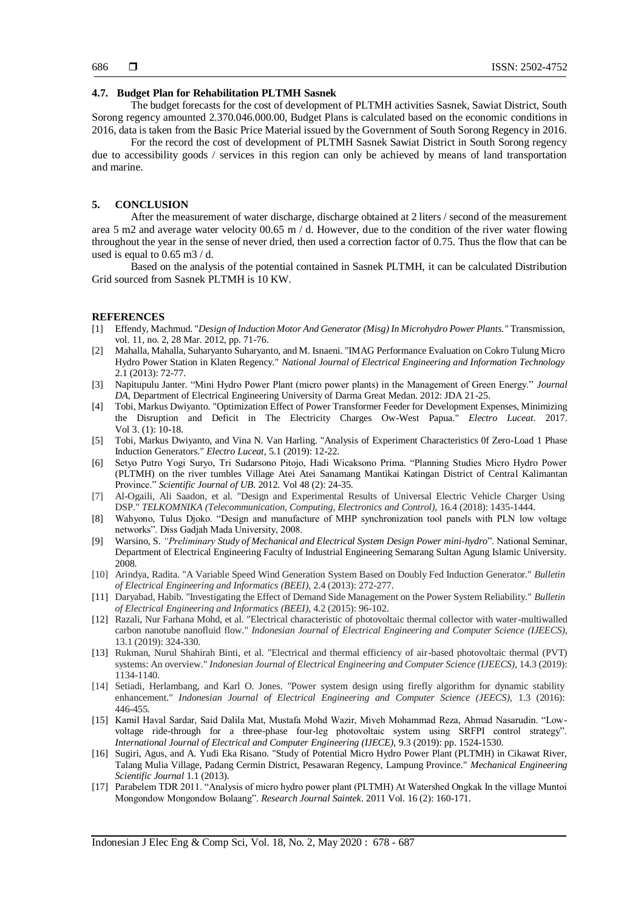### 4.7. Budget Plan for Rehabilitation PLTMH Sasnek

The budget forecasts for the cost of development of PLTMH activities Sasnek, Sawiat District, South Sorong regency amounted 2.370.046.000.00, Budget Plans is calculated based on the economic conditions in 2016, data is taken from the Basic Price Material issued by the Government of South Sorong Regency in 2016.

For the record the cost of development of PLTMH Sasnek Sawiat District in South Sorong regency due to accessibility goods / services in this region can only be achieved by means of land transportation and marine.

## 5. CONCLUSION

After the measurement of water discharge, discharge obtained at 2 liters / second of the measurement area 5 m2 and average water velocity 00.65 m / d. However, due to the condition of the river water flowing throughout the year in the sense of never dried, then used a correction factor of 0.75. Thus the flow that can be used is equal to 0.65 m3 / d.

Based on the analysis of the potential contained in Sasnek PLTMH, it can be calculated Distribution Grid sourced from Sasnek PLTMH is 10 KW.

## REFERENCES

[1] Effendy, Machmud. "*Design of Induction Motor And Generator (Misg) In Microhydro Power Plants.*" Transmission, vol. 11, no. 2, 28 Mar. 2012, pp. 71-76.

[2] Mahalla, Mahalla, Suharyanto Suharyanto, and M. Isnaeni. "IMAG Performance Evaluation on Cokro Tulung Micro Hydro Power Station in Klaten Regency." *National Journal of Electrical Engineering and Information Technology* 2.1 (2013): 72-77.

[3] Napitupulu Janter. "Mini Hydro Power Plant (micro power plants) in the Management of Green Energy." *Journal DA*, Department of Electrical Engineering University of Darma Great Medan. 2012: JDA 21-25.

[4] Tobi, Markus Dwiyanto. "Optimization Effect of Power Transformer Feeder for Development Expenses, Minimizing the Disruption and Deficit in The Electricity Charges Ow-West Papua." *Electro Luceat*. 2017. Vol 3. (1): 10-18.

[5] Tobi, Markus Dwiyanto, and Vina N. Van Harling. "Analysis of Experiment Characteristics 0f Zero-Load 1 Phase Induction Generators." *Electro Luceat*, 5.1 (2019): 12-22.

[6] Setyo Putro Yogi Suryo, Tri Sudarsono Pitojo, Hadi Wicaksono Prima. "Planning Studies Micro Hydro Power (PLTMH) on the river tumbles Village Atei Atei Sanamang Mantikai Katingan District of Central Kalimantan Province." *Scientific Journal of UB*. 2012. Vol 48 (2): 24-35.

[7] Al-Ogaili, Ali Saadon, et al. "Design and Experimental Results of Universal Electric Vehicle Charger Using DSP." *TELKOMNIKA (Telecommunication, Computing, Electronics and Control)*, 16.4 (2018): 1435-1444.

[8] Wahyono, Tulus Djoko. "Design and manufacture of MHP synchronization tool panels with PLN low voltage networks". Diss Gadjah Mada University, 2008.

[9] Warsino, S. *"Preliminary Study of Mechanical and Electrical System Design Power mini-hydro*". National Seminar, Department of Electrical Engineering Faculty of Industrial Engineering Semarang Sultan Agung Islamic University. 2008.

[10] Arindya, Radita. "A Variable Speed Wind Generation System Based on Doubly Fed Induction Generator." *Bulletin of Electrical Engineering and Informatics (BEEI)*, 2.4 (2013): 272-277.

[11] Daryabad, Habib. "Investigating the Effect of Demand Side Management on the Power System Reliability." *Bulletin of Electrical Engineering and Informatics (BEEI)*, 4.2 (2015): 96-102.

[12] Razali, Nur Farhana Mohd, et al. "Electrical characteristic of photovoltaic thermal collector with water-multiwalled carbon nanotube nanofluid flow." *Indonesian Journal of Electrical Engineering and Computer Science (IJEECS)*, 13.1 (2019): 324-330.

[13] Rukman, Nurul Shahirah Binti, et al. "Electrical and thermal efficiency of air-based photovoltaic thermal (PVT) systems: An overview." *Indonesian Journal of Electrical Engineering and Computer Science (IJEECS)*, 14.3 (2019): 1134-1140.

[14] Setiadi, Herlambang, and Karl O. Jones. "Power system design using firefly algorithm for dynamic stability enhancement." *Indonesian Journal of Electrical Engineering and Computer Science (JEECS)*, 1.3 (2016): 446-455.

[15] Kamil Haval Sardar, Said Dalila Mat, Mustafa Mohd Wazir, Miveh Mohammad Reza, Ahmad Nasarudin. "Low-voltage ride-through for a three-phase four-leg photovoltaic system using SRFPI control strategy". *International Journal of Electrical and Computer Engineering (IJECE)*, 9.3 (2019): pp. 1524-1530.

[16] Sugiri, Agus, and A. Yudi Eka Risano. "Study of Potential Micro Hydro Power Plant (PLTMH) in Cikawat River, Talang Mulia Village, Padang Cermin District, Pesawaran Regency, Lampung Province." *Mechanical Engineering Scientific Journal* 1.1 (2013).

[17] Parabelem TDR 2011. "Analysis of micro hydro power plant (PLTMH) At Watershed Ongkak In the village Muntoi Mongondow Mongondow Bolaang". *Research Journal Saintek*. 2011 Vol. 16 (2): 160-171.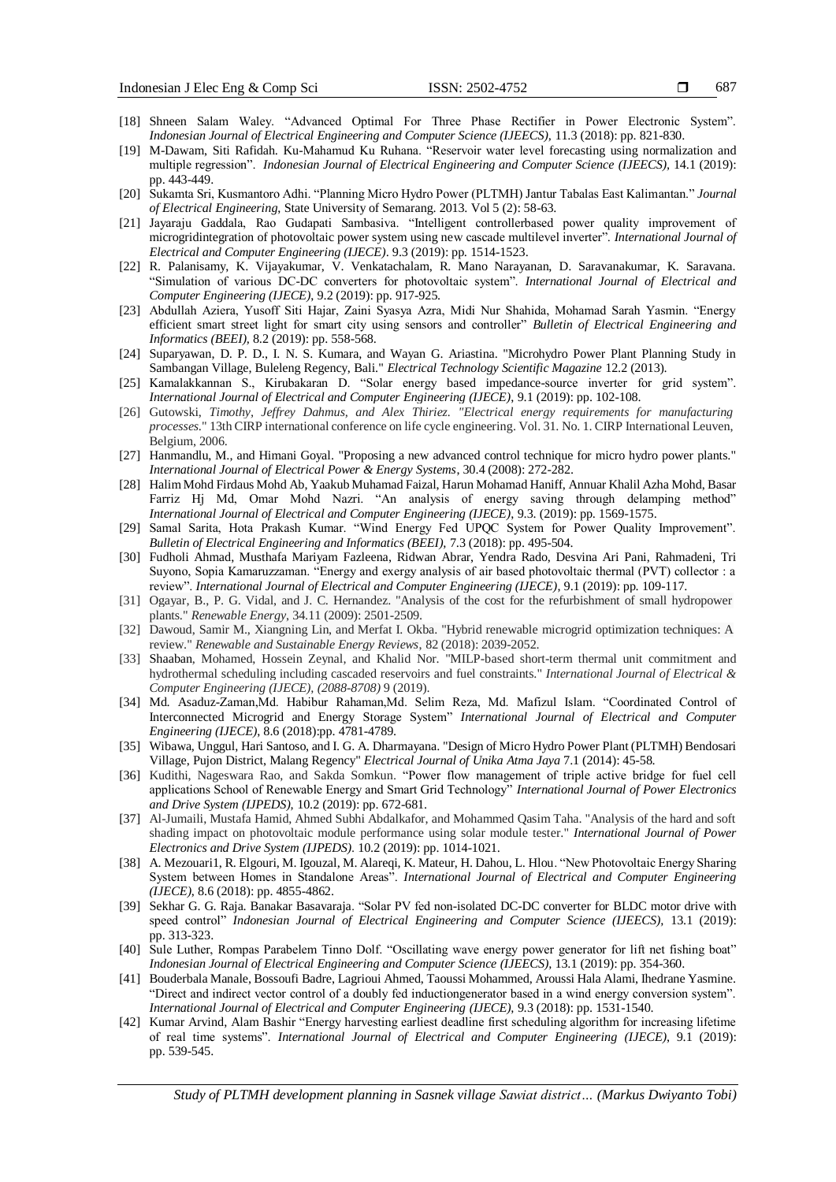[18] Shneen Salam Waley. "Advanced Optimal For Three Phase Rectifier in Power Electronic System". *Indonesian Journal of Electrical Engineering and Computer Science (IJEECS),* 11.3 (2018): pp. 821-830.

[19] M-Dawam, Siti Rafidah. Ku-Mahamud Ku Ruhana. "Reservoir water level forecasting using normalization and multiple regression". *Indonesian Journal of Electrical Engineering and Computer Science (IJEECS),* 14.1 (2019): pp. 443-449.

[20] Sukamta Sri, Kusmantoro Adhi. "Planning Micro Hydro Power (PLTMH) Jantur Tabalas East Kalimantan." *Journal of Electrical Engineering*, State University of Semarang. 2013. Vol 5 (2): 58-63.

[21] Jayaraju Gaddala, Rao Gudapati Sambasiva. "Intelligent controllerbased power quality improvement of microgridintegration of photovoltaic power system using new cascade multilevel inverter". *International Journal of Electrical and Computer Engineering (IJECE)*. 9.3 (2019): pp. 1514-1523.

[22] R. Palanisamy, K. Vijayakumar, V. Venkatachalam, R. Mano Narayanan, D. Saravanakumar, K. Saravana. "Simulation of various DC-DC converters for photovoltaic system". *International Journal of Electrical and Computer Engineering (IJECE),* 9.2 (2019): pp. 917-925.

[23] Abdullah Aziera, Yusoff Siti Hajar, Zaini Syasya Azra, Midi Nur Shahida, Mohamad Sarah Yasmin. "Energy efficient smart street light for smart city using sensors and controller" *Bulletin of Electrical Engineering and Informatics (BEEI),* 8.2 (2019): pp. 558-568.

[24] Suparyawan, D. P. D., I. N. S. Kumara, and Wayan G. Ariastina. "Microhydro Power Plant Planning Study in Sambangan Village, Buleleng Regency, Bali." *Electrical Technology Scientific Magazine* 12.2 (2013).

[25] Kamalakkannan S., Kirubakaran D. "Solar energy based impedance-source inverter for grid system". *International Journal of Electrical and Computer Engineering (IJECE),* 9.1 (2019): pp. 102-108.

[26] Gutowski, *Timothy, Jeffrey Dahmus, and Alex Thiriez. "Electrical energy requirements for manufacturing processes."* 13th CIRP international conference on life cycle engineering. Vol. 31. No. 1. CIRP International Leuven, Belgium, 2006.

[27] Hanmandlu, M., and Himani Goyal. "Proposing a new advanced control technique for micro hydro power plants." *International Journal of Electrical Power & Energy Systems*, 30.4 (2008): 272-282.

[28] Halim Mohd Firdaus Mohd Ab, Yaakub Muhamad Faizal, Harun Mohamad Haniff, Annuar Khalil Azha Mohd, Basar Farriz Hj Md, Omar Mohd Nazri. "An analysis of energy saving through delamping method" *International Journal of Electrical and Computer Engineering (IJECE),* 9.3. (2019): pp. 1569-1575.

[29] Samal Sarita, Hota Prakash Kumar. "Wind Energy Fed UPQC System for Power Quality Improvement". *Bulletin of Electrical Engineering and Informatics (BEEI),* 7.3 (2018): pp. 495-504.

[30] Fudholi Ahmad, Musthafa Mariyam Fazleena, Ridwan Abrar, Yendra Rado, Desvina Ari Pani, Rahmadeni, Tri Suyono, Sopia Kamaruzzaman. "Energy and exergy analysis of air based photovoltaic thermal (PVT) collector : a review". *International Journal of Electrical and Computer Engineering (IJECE),* 9.1 (2019): pp. 109-117.

[31] Ogayar, B., P. G. Vidal, and J. C. Hernandez. "Analysis of the cost for the refurbishment of small hydropower plants." *Renewable Energy,* 34.11 (2009): 2501-2509.

[32] Dawoud, Samir M., Xiangning Lin, and Merfat I. Okba. "Hybrid renewable microgrid optimization techniques: A review." *Renewable and Sustainable Energy Reviews,* 82 (2018): 2039-2052.

[33] Shaaban, Mohamed, Hossein Zeynal, and Khalid Nor. "MILP-based short-term thermal unit commitment and hydrothermal scheduling including cascaded reservoirs and fuel constraints." *International Journal of Electrical & Computer Engineering (IJECE), (2088-8708)* 9 (2019).

[34] Md. Asaduz-Zaman,Md. Habibur Rahaman,Md. Selim Reza, Md. Mafizul Islam. "Coordinated Control of Interconnected Microgrid and Energy Storage System" *International Journal of Electrical and Computer Engineering (IJECE),* 8.6 (2018):pp. 4781-4789.

[35] Wibawa, Unggul, Hari Santoso, and I. G. A. Dharmayana. "Design of Micro Hydro Power Plant (PLTMH) Bendosari Village, Pujon District, Malang Regency" *Electrical Journal of Unika Atma Jaya* 7.1 (2014): 45-58.

[36] Kudithi, Nageswara Rao, and Sakda Somkun. "Power flow management of triple active bridge for fuel cell applications School of Renewable Energy and Smart Grid Technology" *International Journal of Power Electronics and Drive System (IJPEDS),* 10.2 (2019): pp. 672-681.

[37] Al-Jumaili, Mustafa Hamid, Ahmed Subhi Abdalkafor, and Mohammed Qasim Taha. "Analysis of the hard and soft shading impact on photovoltaic module performance using solar module tester." *International Journal of Power Electronics and Drive System (IJPEDS).* 10.2 (2019): pp. 1014-1021.

[38] A. Mezouari1, R. Elgouri, M. Igouzal, M. Alareqi, K. Mateur, H. Dahou, L. Hlou. "New Photovoltaic Energy Sharing System between Homes in Standalone Areas". *International Journal of Electrical and Computer Engineering (IJECE),* 8.6 (2018): pp. 4855-4862.

[39] Sekhar G. G. Raja. Banakar Basavaraja. "Solar PV fed non-isolated DC-DC converter for BLDC motor drive with speed control" *Indonesian Journal of Electrical Engineering and Computer Science (IJEECS),* 13.1 (2019): pp. 313-323.

[40] Sule Luther, Rompas Parabelem Tinno Dolf. "Oscillating wave energy power generator for lift net fishing boat" *Indonesian Journal of Electrical Engineering and Computer Science (IJEECS),* 13.1 (2019): pp. 354-360.

[41] Bouderbala Manale, Bossoufi Badre, Lagrioui Ahmed, Taoussi Mohammed, Aroussi Hala Alami, Ihedrane Yasmine. "Direct and indirect vector control of a doubly fed inductiongenerator based in a wind energy conversion system". *International Journal of Electrical and Computer Engineering (IJECE),* 9.3 (2018): pp. 1531-1540.

[42] Kumar Arvind, Alam Bashir "Energy harvesting earliest deadline first scheduling algorithm for increasing lifetime of real time systems". *International Journal of Electrical and Computer Engineering (IJECE),* 9.1 (2019): pp. 539-545.